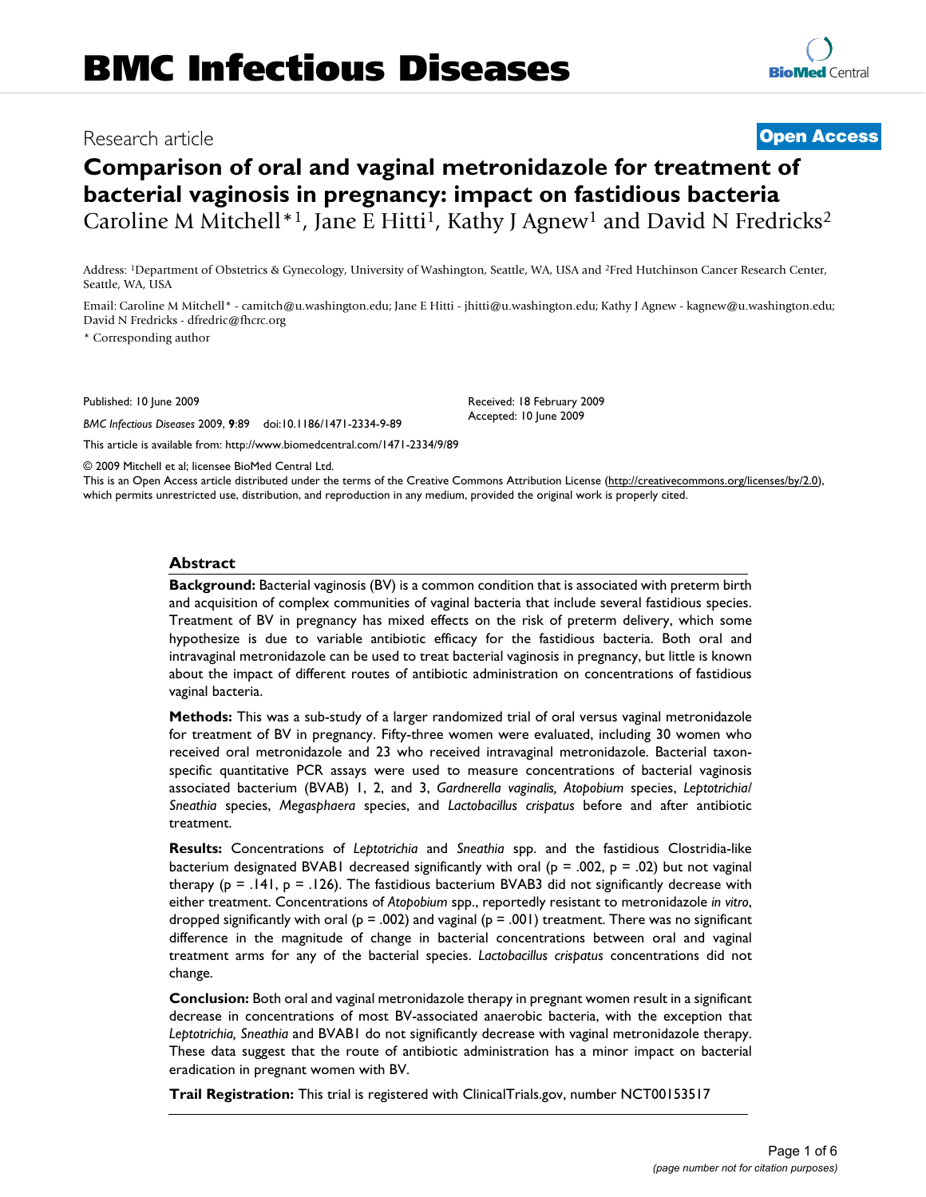# BMC Infectious Diseases

Research article

**Open Access**

# Comparison of oral and vaginal metronidazole for treatment of bacterial vaginosis in pregnancy: impact on fastidious bacteria

Caroline M Mitchell*[1], Jane E Hitti[1], Kathy J Agnew[1] and David N Fredricks[2]

Address: [1]Department of Obstetrics & Gynecology, University of Washington, Seattle, WA, USA and [2]Fred Hutchinson Cancer Research Center, Seattle, WA, USA

Email: Caroline M Mitchell* - camitch@u.washington.edu; Jane E Hitti - jhitti@u.washington.edu; Kathy J Agnew - kagnew@u.washington.edu; David N Fredricks - dfredric@fhcrc.org

* Corresponding author

Published: 10 June 2009

*BMC Infectious Diseases* 2009, **9**:89 doi:10.1186/1471-2334-9-89

Received: 18 February 2009
Accepted: 10 June 2009

This article is available from: http://www.biomedcentral.com/1471-2334/9/89

© 2009 Mitchell et al; licensee BioMed Central Ltd.

This is an Open Access article distributed under the terms of the Creative Commons Attribution License (http://creativecommons.org/licenses/by/2.0), which permits unrestricted use, distribution, and reproduction in any medium, provided the original work is properly cited.

## Abstract

**Background:** Bacterial vaginosis (BV) is a common condition that is associated with preterm birth and acquisition of complex communities of vaginal bacteria that include several fastidious species. Treatment of BV in pregnancy has mixed effects on the risk of preterm delivery, which some hypothesize is due to variable antibiotic efficacy for the fastidious bacteria. Both oral and intravaginal metronidazole can be used to treat bacterial vaginosis in pregnancy, but little is known about the impact of different routes of antibiotic administration on concentrations of fastidious vaginal bacteria.

**Methods:** This was a sub-study of a larger randomized trial of oral versus vaginal metronidazole for treatment of BV in pregnancy. Fifty-three women were evaluated, including 30 women who received oral metronidazole and 23 who received intravaginal metronidazole. Bacterial taxon-specific quantitative PCR assays were used to measure concentrations of bacterial vaginosis associated bacterium (BVAB) 1, 2, and 3, *Gardnerella vaginalis, Atopobium* species, *Leptotrichia/Sneathia* species, *Megasphaera* species, and *Lactobacillus crispatus* before and after antibiotic treatment.

**Results:** Concentrations of *Leptotrichia* and *Sneathia* spp. and the fastidious Clostridia-like bacterium designated BVAB1 decreased significantly with oral ($p = .002$, $p = .02$) but not vaginal therapy ($p = .141$, $p = .126$). The fastidious bacterium BVAB3 did not significantly decrease with either treatment. Concentrations of *Atopobium* spp., reportedly resistant to metronidazole *in vitro*, dropped significantly with oral ($p = .002$) and vaginal ($p = .001$) treatment. There was no significant difference in the magnitude of change in bacterial concentrations between oral and vaginal treatment arms for any of the bacterial species. *Lactobacillus crispatus* concentrations did not change.

**Conclusion:** Both oral and vaginal metronidazole therapy in pregnant women result in a significant decrease in concentrations of most BV-associated anaerobic bacteria, with the exception that *Leptotrichia, Sneathia* and BVAB1 do not significantly decrease with vaginal metronidazole therapy. These data suggest that the route of antibiotic administration has a minor impact on bacterial eradication in pregnant women with BV.

**Trail Registration:** This trial is registered with ClinicalTrials.gov, number NCT00153517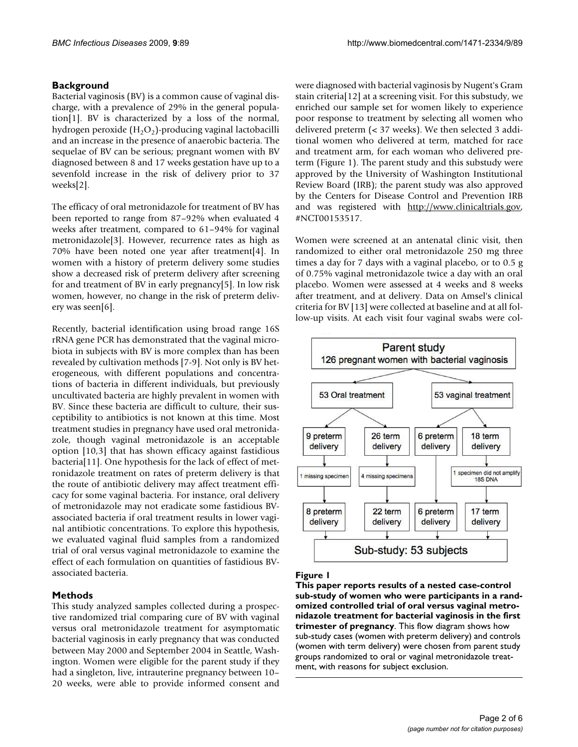## Background

Bacterial vaginosis (BV) is a common cause of vaginal discharge, with a prevalence of 29% in the general population[1]. BV is characterized by a loss of the normal, hydrogen peroxide ($H_2O_2$)-producing vaginal lactobacilli and an increase in the presence of anaerobic bacteria. The sequelae of BV can be serious; pregnant women with BV diagnosed between 8 and 17 weeks gestation have up to a sevenfold increase in the risk of delivery prior to 37 weeks[2].

The efficacy of oral metronidazole for treatment of BV has been reported to range from 87–92% when evaluated 4 weeks after treatment, compared to 61–94% for vaginal metronidazole[3]. However, recurrence rates as high as 70% have been noted one year after treatment[4]. In women with a history of preterm delivery some studies show a decreased risk of preterm delivery after screening for and treatment of BV in early pregnancy[5]. In low risk women, however, no change in the risk of preterm delivery was seen[6].

Recently, bacterial identification using broad range 16S rRNA gene PCR has demonstrated that the vaginal microbiota in subjects with BV is more complex than has been revealed by cultivation methods [7-9]. Not only is BV heterogeneous, with different populations and concentrations of bacteria in different individuals, but previously uncultivated bacteria are highly prevalent in women with BV. Since these bacteria are difficult to culture, their susceptibility to antibiotics is not known at this time. Most treatment studies in pregnancy have used oral metronidazole, though vaginal metronidazole is an acceptable option [10,3] that has shown efficacy against fastidious bacteria[11]. One hypothesis for the lack of effect of metronidazole treatment on rates of preterm delivery is that the route of antibiotic delivery may affect treatment efficacy for some vaginal bacteria. For instance, oral delivery of metronidazole may not eradicate some fastidious BV-associated bacteria if oral treatment results in lower vaginal antibiotic concentrations. To explore this hypothesis, we evaluated vaginal fluid samples from a randomized trial of oral versus vaginal metronidazole to examine the effect of each formulation on quantities of fastidious BV-associated bacteria.

## Methods

This study analyzed samples collected during a prospective randomized trial comparing cure of BV with vaginal versus oral metronidazole treatment for asymptomatic bacterial vaginosis in early pregnancy that was conducted between May 2000 and September 2004 in Seattle, Washington. Women were eligible for the parent study if they had a singleton, live, intrauterine pregnancy between 10–20 weeks, were able to provide informed consent and were diagnosed with bacterial vaginosis by Nugent's Gram stain criteria[12] at a screening visit. For this substudy, we enriched our sample set for women likely to experience poor response to treatment by selecting all women who delivered preterm (< 37 weeks). We then selected 3 additional women who delivered at term, matched for race and treatment arm, for each woman who delivered preterm (Figure 1). The parent study and this substudy were approved by the University of Washington Institutional Review Board (IRB); the parent study was also approved by the Centers for Disease Control and Prevention IRB and was registered with http://www.clinicaltrials.gov, #NCT00153517.

Women were screened at an antenatal clinic visit, then randomized to either oral metronidazole 250 mg three times a day for 7 days with a vaginal placebo, or to 0.5 g of 0.75% vaginal metronidazole twice a day with an oral placebo. Women were assessed at 4 weeks and 8 weeks after treatment, and at delivery. Data on Amsel's clinical criteria for BV [13] were collected at baseline and at all follow-up visits. At each visit four vaginal swabs were col-

Parent study
126 pregnant women with bacterial vaginosis

53 Oral treatment | 53 vaginal treatment

9 preterm delivery | 26 term delivery | 6 preterm delivery | 18 term delivery

1 missing specimen | 4 missing specimens | 1 specimen did not amplify 18S DNA

8 preterm delivery | 22 term delivery | 6 preterm delivery | 17 term delivery

Sub-study: 53 subjects

**Figure 1**
**This paper reports results of a nested case-control sub-study of women who were participants in a randomized controlled trial of oral versus vaginal metronidazole treatment for bacterial vaginosis in the first trimester of pregnancy**. This flow diagram shows how sub-study cases (women with preterm delivery) and controls (women with term delivery) were chosen from parent study groups randomized to oral or vaginal metronidazole treatment, with reasons for subject exclusion.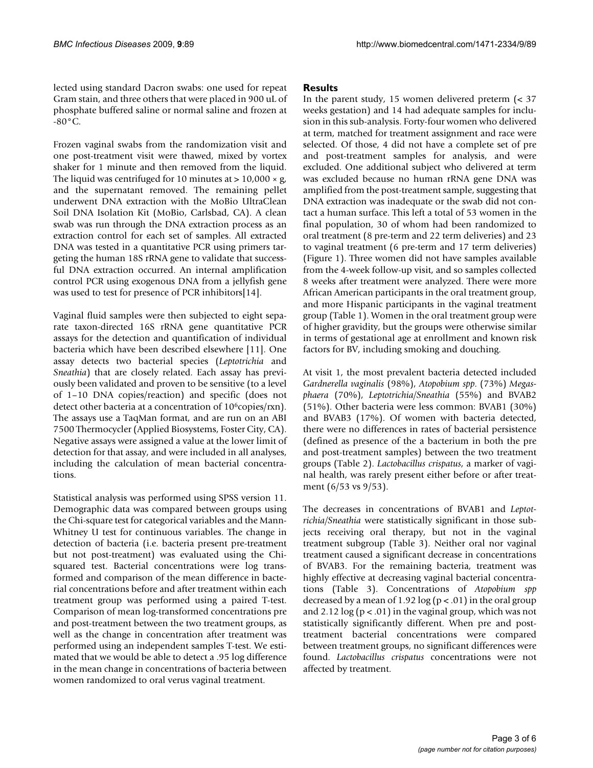lected using standard Dacron swabs: one used for repeat Gram stain, and three others that were placed in 900 uL of phosphate buffered saline or normal saline and frozen at -80°C.

Frozen vaginal swabs from the randomization visit and one post-treatment visit were thawed, mixed by vortex shaker for 1 minute and then removed from the liquid. The liquid was centrifuged for 10 minutes at > 10,000 × g, and the supernatant removed. The remaining pellet underwent DNA extraction with the MoBio UltraClean Soil DNA Isolation Kit (MoBio, Carlsbad, CA). A clean swab was run through the DNA extraction process as an extraction control for each set of samples. All extracted DNA was tested in a quantitative PCR using primers targeting the human 18S rRNA gene to validate that successful DNA extraction occurred. An internal amplification control PCR using exogenous DNA from a jellyfish gene was used to test for presence of PCR inhibitors[14].

Vaginal fluid samples were then subjected to eight separate taxon-directed 16S rRNA gene quantitative PCR assays for the detection and quantification of individual bacteria which have been described elsewhere [11]. One assay detects two bacterial species (*Leptotrichia* and *Sneathia*) that are closely related. Each assay has previously been validated and proven to be sensitive (to a level of 1–10 DNA copies/reaction) and specific (does not detect other bacteria at a concentration of $10^6$copies/rxn). The assays use a TaqMan format, and are run on an ABI 7500 Thermocycler (Applied Biosystems, Foster City, CA). Negative assays were assigned a value at the lower limit of detection for that assay, and were included in all analyses, including the calculation of mean bacterial concentrations.

Statistical analysis was performed using SPSS version 11. Demographic data was compared between groups using the Chi-square test for categorical variables and the Mann-Whitney U test for continuous variables. The change in detection of bacteria (i.e. bacteria present pre-treatment but not post-treatment) was evaluated using the Chi-squared test. Bacterial concentrations were log transformed and comparison of the mean difference in bacterial concentrations before and after treatment within each treatment group was performed using a paired T-test. Comparison of mean log-transformed concentrations pre and post-treatment between the two treatment groups, as well as the change in concentration after treatment was performed using an independent samples T-test. We estimated that we would be able to detect a .95 log difference in the mean change in concentrations of bacteria between women randomized to oral verus vaginal treatment.

## Results

In the parent study, 15 women delivered preterm (< 37 weeks gestation) and 14 had adequate samples for inclusion in this sub-analysis. Forty-four women who delivered at term, matched for treatment assignment and race were selected. Of those, 4 did not have a complete set of pre and post-treatment samples for analysis, and were excluded. One additional subject who delivered at term was excluded because no human rRNA gene DNA was amplified from the post-treatment sample, suggesting that DNA extraction was inadequate or the swab did not contact a human surface. This left a total of 53 women in the final population, 30 of whom had been randomized to oral treatment (8 pre-term and 22 term deliveries) and 23 to vaginal treatment (6 pre-term and 17 term deliveries) (Figure 1). Three women did not have samples available from the 4-week follow-up visit, and so samples collected 8 weeks after treatment were analyzed. There were more African American participants in the oral treatment group, and more Hispanic participants in the vaginal treatment group (Table 1). Women in the oral treatment group were of higher gravidity, but the groups were otherwise similar in terms of gestational age at enrollment and known risk factors for BV, including smoking and douching.

At visit 1, the most prevalent bacteria detected included *Gardnerella vaginalis* (98%), *Atopobium spp.* (73%) *Megasphaera* (70%), *Leptotrichia/Sneathia* (55%) and BVAB2 (51%). Other bacteria were less common: BVAB1 (30%) and BVAB3 (17%). Of women with bacteria detected, there were no differences in rates of bacterial persistence (defined as presence of the a bacterium in both the pre and post-treatment samples) between the two treatment groups (Table 2). *Lactobacillus crispatus*, a marker of vaginal health, was rarely present either before or after treatment (6/53 vs 9/53).

The decreases in concentrations of BVAB1 and *Leptotrichia/Sneathia* were statistically significant in those subjects receiving oral therapy, but not in the vaginal treatment subgroup (Table 3). Neither oral nor vaginal treatment caused a significant decrease in concentrations of BVAB3. For the remaining bacteria, treatment was highly effective at decreasing vaginal bacterial concentrations (Table 3). Concentrations of *Atopobium spp* decreased by a mean of 1.92 log ($p < .01$) in the oral group and 2.12 log ($p < .01$) in the vaginal group, which was not statistically significantly different. When pre and post-treatment bacterial concentrations were compared between treatment groups, no significant differences were found. *Lactobacillus crispatus* concentrations were not affected by treatment.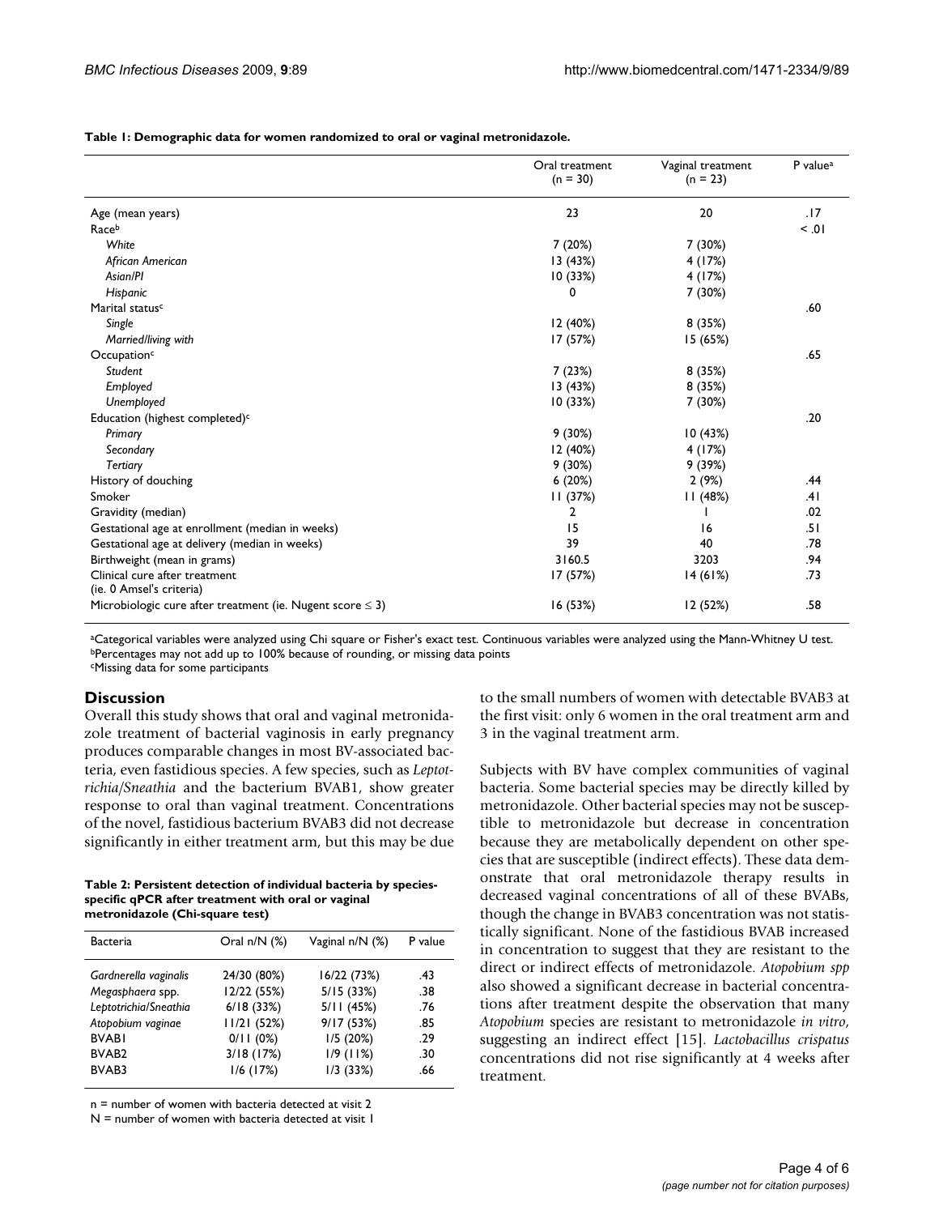**Table 1: Demographic data for women randomized to oral or vaginal metronidazole.**

| | Oral treatment (n = 30) | Vaginal treatment (n = 23) | P value[a] |
|---|---|---|---|
| Age (mean years) | 23 | 20 | .17 |
| Race[b] | | | < .01 |
| *White* | 7 (20%) | 7 (30%) | |
| *African American* | 13 (43%) | 4 (17%) | |
| *Asian/PI* | 10 (33%) | 4 (17%) | |
| *Hispanic* | 0 | 7 (30%) | |
| Marital status[c] | | | .60 |
| *Single* | 12 (40%) | 8 (35%) | |
| *Married/living with* | 17 (57%) | 15 (65%) | |
| Occupation[c] | | | .65 |
| *Student* | 7 (23%) | 8 (35%) | |
| *Employed* | 13 (43%) | 8 (35%) | |
| *Unemployed* | 10 (33%) | 7 (30%) | |
| Education (highest completed)[c] | | | .20 |
| *Primary* | 9 (30%) | 10 (43%) | |
| *Secondary* | 12 (40%) | 4 (17%) | |
| *Tertiary* | 9 (30%) | 9 (39%) | |
| History of douching | 6 (20%) | 2 (9%) | .44 |
| Smoker | 11 (37%) | 11 (48%) | .41 |
| Gravidity (median) | 2 | 1 | .02 |
| Gestational age at enrollment (median in weeks) | 15 | 16 | .51 |
| Gestational age at delivery (median in weeks) | 39 | 40 | .78 |
| Birthweight (mean in grams) | 3160.5 | 3203 | .94 |
| Clinical cure after treatment (ie. 0 Amsel's criteria) | 17 (57%) | 14 (61%) | .73 |
| Microbiologic cure after treatment (ie. Nugent score ≤ 3) | 16 (53%) | 12 (52%) | .58 |

[a]Categorical variables were analyzed using Chi square or Fisher's exact test. Continuous variables were analyzed using the Mann-Whitney U test.
[b]Percentages may not add up to 100% because of rounding, or missing data points
[c]Missing data for some participants

## Discussion

Overall this study shows that oral and vaginal metronidazole treatment of bacterial vaginosis in early pregnancy produces comparable changes in most BV-associated bacteria, even fastidious species. A few species, such as *Leptotrichia/Sneathia* and the bacterium BVAB1, show greater response to oral than vaginal treatment. Concentrations of the novel, fastidious bacterium BVAB3 did not decrease significantly in either treatment arm, but this may be due to the small numbers of women with detectable BVAB3 at the first visit: only 6 women in the oral treatment arm and 3 in the vaginal treatment arm.

**Table 2: Persistent detection of individual bacteria by species-specific qPCR after treatment with oral or vaginal metronidazole (Chi-square test)**

| Bacteria | Oral n/N (%) | Vaginal n/N (%) | P value |
|---|---|---|---|
| *Gardnerella vaginalis* | 24/30 (80%) | 16/22 (73%) | .43 |
| *Megasphaera* spp. | 12/22 (55%) | 5/15 (33%) | .38 |
| *Leptotrichia/Sneathia* | 6/18 (33%) | 5/11 (45%) | .76 |
| *Atopobium vaginae* | 11/21 (52%) | 9/17 (53%) | .85 |
| BVAB1 | 0/11 (0%) | 1/5 (20%) | .29 |
| BVAB2 | 3/18 (17%) | 1/9 (11%) | .30 |
| BVAB3 | 1/6 (17%) | 1/3 (33%) | .66 |

n = number of women with bacteria detected at visit 2
N = number of women with bacteria detected at visit 1

Subjects with BV have complex communities of vaginal bacteria. Some bacterial species may be directly killed by metronidazole. Other bacterial species may not be susceptible to metronidazole but decrease in concentration because they are metabolically dependent on other species that are susceptible (indirect effects). These data demonstrate that oral metronidazole therapy results in decreased vaginal concentrations of all of these BVABs, though the change in BVAB3 concentration was not statistically significant. None of the fastidious BVAB increased in concentration to suggest that they are resistant to the direct or indirect effects of metronidazole. *Atopobium spp* also showed a significant decrease in bacterial concentrations after treatment despite the observation that many *Atopobium* species are resistant to metronidazole *in vitro*, suggesting an indirect effect [15]. *Lactobacillus crispatus* concentrations did not rise significantly at 4 weeks after treatment.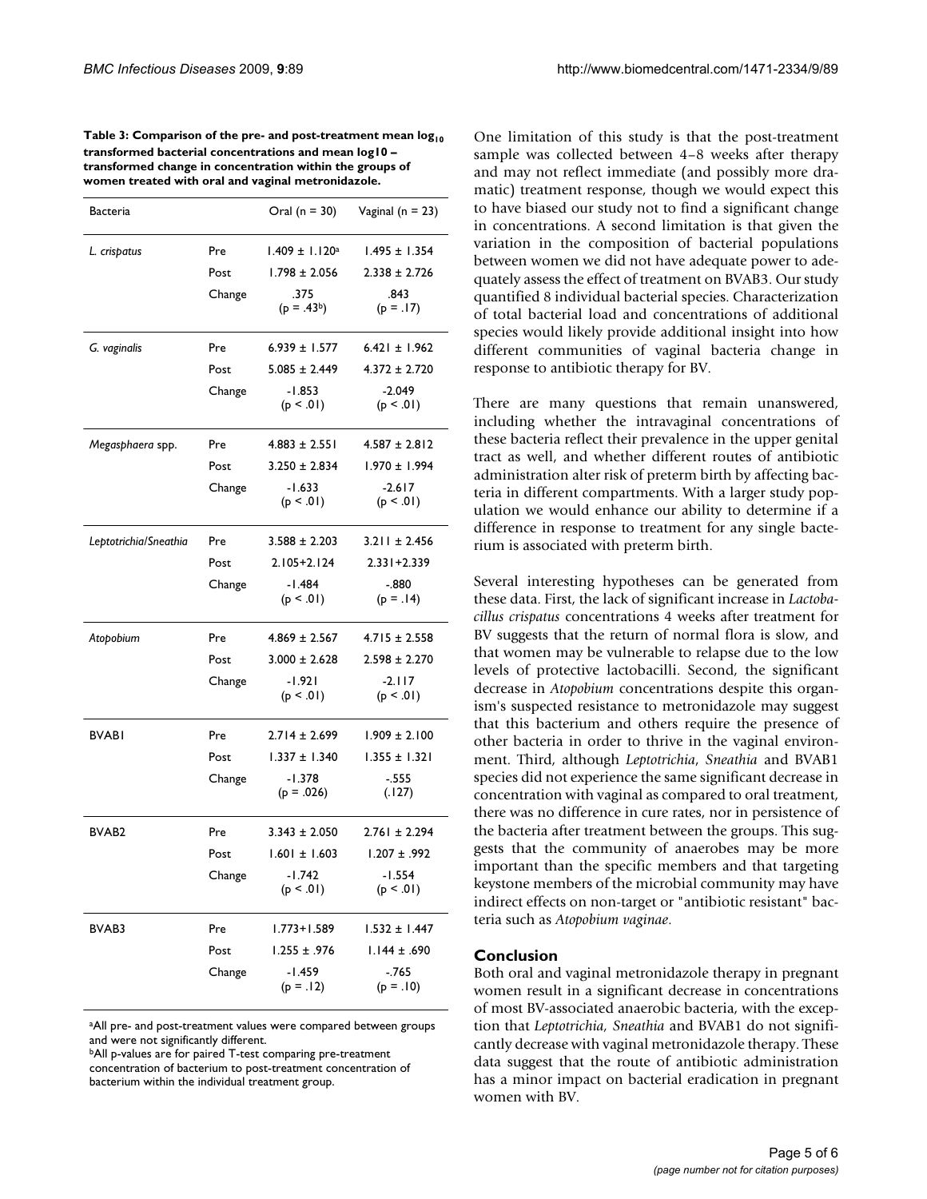**Table 3: Comparison of the pre- and post-treatment mean $\log_{10}$ transformed bacterial concentrations and mean log10 – transformed change in concentration within the groups of women treated with oral and vaginal metronidazole.**

| Bacteria | | Oral (n = 30) | Vaginal (n = 23) |
|---|---|---|---|
| *L. crispatus* | Pre | 1.409 ± 1.120[a] | 1.495 ± 1.354 |
| | Post | 1.798 ± 2.056 | 2.338 ± 2.726 |
| | Change | .375 (p = .43[b]) | .843 (p = .17) |
| *G. vaginalis* | Pre | 6.939 ± 1.577 | 6.421 ± 1.962 |
| | Post | 5.085 ± 2.449 | 4.372 ± 2.720 |
| | Change | -1.853 (p < .01) | -2.049 (p < .01) |
| *Megasphaera* spp. | Pre | 4.883 ± 2.551 | 4.587 ± 2.812 |
| | Post | 3.250 ± 2.834 | 1.970 ± 1.994 |
| | Change | -1.633 (p < .01) | -2.617 (p < .01) |
| *Leptotrichia/Sneathia* | Pre | 3.588 ± 2.203 | 3.211 ± 2.456 |
| | Post | 2.105+2.124 | 2.331+2.339 |
| | Change | -1.484 (p < .01) | -.880 (p = .14) |
| *Atopobium* | Pre | 4.869 ± 2.567 | 4.715 ± 2.558 |
| | Post | 3.000 ± 2.628 | 2.598 ± 2.270 |
| | Change | -1.921 (p < .01) | -2.117 (p < .01) |
| BVAB1 | Pre | 2.714 ± 2.699 | 1.909 ± 2.100 |
| | Post | 1.337 ± 1.340 | 1.355 ± 1.321 |
| | Change | -1.378 (p = .026) | -.555 (.127) |
| BVAB2 | Pre | 3.343 ± 2.050 | 2.761 ± 2.294 |
| | Post | 1.601 ± 1.603 | 1.207 ± .992 |
| | Change | -1.742 (p < .01) | -1.554 (p < .01) |
| BVAB3 | Pre | 1.773+1.589 | 1.532 ± 1.447 |
| | Post | 1.255 ± .976 | 1.144 ± .690 |
| | Change | -1.459 (p = .12) | -.765 (p = .10) |

[a]All pre- and post-treatment values were compared between groups and were not significantly different.
[b]All p-values are for paired T-test comparing pre-treatment concentration of bacterium to post-treatment concentration of bacterium within the individual treatment group.

One limitation of this study is that the post-treatment sample was collected between 4–8 weeks after therapy and may not reflect immediate (and possibly more dramatic) treatment response, though we would expect this to have biased our study not to find a significant change in concentrations. A second limitation is that given the variation in the composition of bacterial populations between women we did not have adequate power to adequately assess the effect of treatment on BVAB3. Our study quantified 8 individual bacterial species. Characterization of total bacterial load and concentrations of additional species would likely provide additional insight into how different communities of vaginal bacteria change in response to antibiotic therapy for BV.

There are many questions that remain unanswered, including whether the intravaginal concentrations of these bacteria reflect their prevalence in the upper genital tract as well, and whether different routes of antibiotic administration alter risk of preterm birth by affecting bacteria in different compartments. With a larger study population we would enhance our ability to determine if a difference in response to treatment for any single bacterium is associated with preterm birth.

Several interesting hypotheses can be generated from these data. First, the lack of significant increase in *Lactobacillus crispatus* concentrations 4 weeks after treatment for BV suggests that the return of normal flora is slow, and that women may be vulnerable to relapse due to the low levels of protective lactobacilli. Second, the significant decrease in *Atopobium* concentrations despite this organism's suspected resistance to metronidazole may suggest that this bacterium and others require the presence of other bacteria in order to thrive in the vaginal environment. Third, although *Leptotrichia*, *Sneathia* and BVAB1 species did not experience the same significant decrease in concentration with vaginal as compared to oral treatment, there was no difference in cure rates, nor in persistence of the bacteria after treatment between the groups. This suggests that the community of anaerobes may be more important than the specific members and that targeting keystone members of the microbial community may have indirect effects on non-target or "antibiotic resistant" bacteria such as *Atopobium vaginae*.

## Conclusion

Both oral and vaginal metronidazole therapy in pregnant women result in a significant decrease in concentrations of most BV-associated anaerobic bacteria, with the exception that *Leptotrichia*, *Sneathia* and BVAB1 do not significantly decrease with vaginal metronidazole therapy. These data suggest that the route of antibiotic administration has a minor impact on bacterial eradication in pregnant women with BV.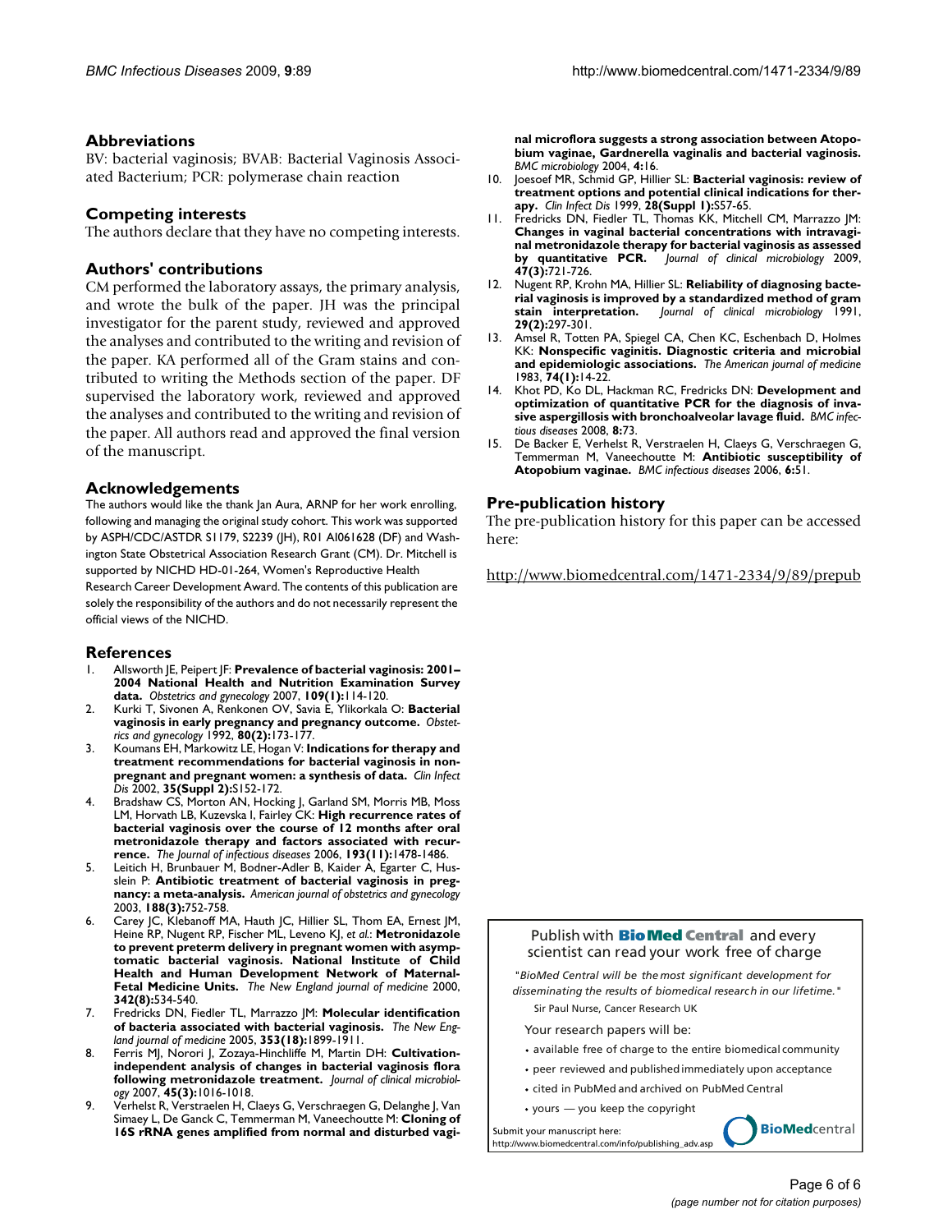## Abbreviations

BV: bacterial vaginosis; BVAB: Bacterial Vaginosis Associated Bacterium; PCR: polymerase chain reaction

## Competing interests

The authors declare that they have no competing interests.

## Authors' contributions

CM performed the laboratory assays, the primary analysis, and wrote the bulk of the paper. JH was the principal investigator for the parent study, reviewed and approved the analyses and contributed to the writing and revision of the paper. KA performed all of the Gram stains and contributed to writing the Methods section of the paper. DF supervised the laboratory work, reviewed and approved the analyses and contributed to the writing and revision of the paper. All authors read and approved the final version of the manuscript.

## Acknowledgements

The authors would like the thank Jan Aura, ARNP for her work enrolling, following and managing the original study cohort. This work was supported by ASPH/CDC/ASTDR S1179, S2239 (JH), R01 AI061628 (DF) and Washington State Obstetrical Association Research Grant (CM). Dr. Mitchell is supported by NICHD HD-01-264, Women's Reproductive Health Research Career Development Award. The contents of this publication are solely the responsibility of the authors and do not necessarily represent the official views of the NICHD.

## References

1. Allsworth JE, Peipert JF: **Prevalence of bacterial vaginosis: 2001–2004 National Health and Nutrition Examination Survey data.** *Obstetrics and gynecology* 2007, **109(1):**114-120.
2. Kurki T, Sivonen A, Renkonen OV, Savia E, Ylikorkala O: **Bacterial vaginosis in early pregnancy and pregnancy outcome.** *Obstetrics and gynecology* 1992, **80(2):**173-177.
3. Koumans EH, Markowitz LE, Hogan V: **Indications for therapy and treatment recommendations for bacterial vaginosis in nonpregnant and pregnant women: a synthesis of data.** *Clin Infect Dis* 2002, **35(Suppl 2):**S152-172.
4. Bradshaw CS, Morton AN, Hocking J, Garland SM, Morris MB, Moss LM, Horvath LB, Kuzevska I, Fairley CK: **High recurrence rates of bacterial vaginosis over the course of 12 months after oral metronidazole therapy and factors associated with recurrence.** *The Journal of infectious diseases* 2006, **193(11):**1478-1486.
5. Leitich H, Brunbauer M, Bodner-Adler B, Kaider A, Egarter C, Husslein P: **Antibiotic treatment of bacterial vaginosis in pregnancy: a meta-analysis.** *American journal of obstetrics and gynecology* 2003, **188(3):**752-758.
6. Carey JC, Klebanoff MA, Hauth JC, Hillier SL, Thom EA, Ernest JM, Heine RP, Nugent RP, Fischer ML, Leveno KJ, *et al.*: **Metronidazole to prevent preterm delivery in pregnant women with asymptomatic bacterial vaginosis. National Institute of Child Health and Human Development Network of Maternal-Fetal Medicine Units.** *The New England journal of medicine* 2000, **342(8):**534-540.
7. Fredricks DN, Fiedler TL, Marrazzo JM: **Molecular identification of bacteria associated with bacterial vaginosis.** *The New England journal of medicine* 2005, **353(18):**1899-1911.
8. Ferris MJ, Norori J, Zozaya-Hinchliffe M, Martin DH: **Cultivation-independent analysis of changes in bacterial vaginosis flora following metronidazole treatment.** *Journal of clinical microbiology* 2007, **45(3):**1016-1018.
9. Verhelst R, Verstraelen H, Claeys G, Verschraegen G, Delanghe J, Van Simaey L, De Ganck C, Temmerman M, Vaneechoutte M: **Cloning of 16S rRNA genes amplified from normal and disturbed vaginal microflora suggests a strong association between Atopobium vaginae, Gardnerella vaginalis and bacterial vaginosis.** *BMC microbiology* 2004, **4:**16.
10. Joesoef MR, Schmid GP, Hillier SL: **Bacterial vaginosis: review of treatment options and potential clinical indications for therapy.** *Clin Infect Dis* 1999, **28(Suppl 1):**S57-65.
11. Fredricks DN, Fiedler TL, Thomas KK, Mitchell CM, Marrazzo JM: **Changes in vaginal bacterial concentrations with intravaginal metronidazole therapy for bacterial vaginosis as assessed by quantitative PCR.** *Journal of clinical microbiology* 2009, **47(3):**721-726.
12. Nugent RP, Krohn MA, Hillier SL: **Reliability of diagnosing bacterial vaginosis is improved by a standardized method of gram stain interpretation.** *Journal of clinical microbiology* 1991, **29(2):**297-301.
13. Amsel R, Totten PA, Spiegel CA, Chen KC, Eschenbach D, Holmes KK: **Nonspecific vaginitis. Diagnostic criteria and microbial and epidemiologic associations.** *The American journal of medicine* 1983, **74(1):**14-22.
14. Khot PD, Ko DL, Hackman RC, Fredricks DN: **Development and optimization of quantitative PCR for the diagnosis of invasive aspergillosis with bronchoalveolar lavage fluid.** *BMC infectious diseases* 2008, **8:**73.
15. De Backer E, Verhelst R, Verstraelen H, Claeys G, Verschraegen G, Temmerman M, Vaneechoutte M: **Antibiotic susceptibility of Atopobium vaginae.** *BMC infectious diseases* 2006, **6:**51.

## Pre-publication history

The pre-publication history for this paper can be accessed here:

http://www.biomedcentral.com/1471-2334/9/89/prepub

Publish with **BioMed Central** and every scientist can read your work free of charge

*"BioMed Central will be the most significant development for disseminating the results of biomedical research in our lifetime."*

Sir Paul Nurse, Cancer Research UK

Your research papers will be:

- available free of charge to the entire biomedical community
- peer reviewed and published immediately upon acceptance
- cited in PubMed and archived on PubMed Central
- yours — you keep the copyright

Submit your manuscript here:
http://www.biomedcentral.com/info/publishing_adv.asp

BioMedcentral